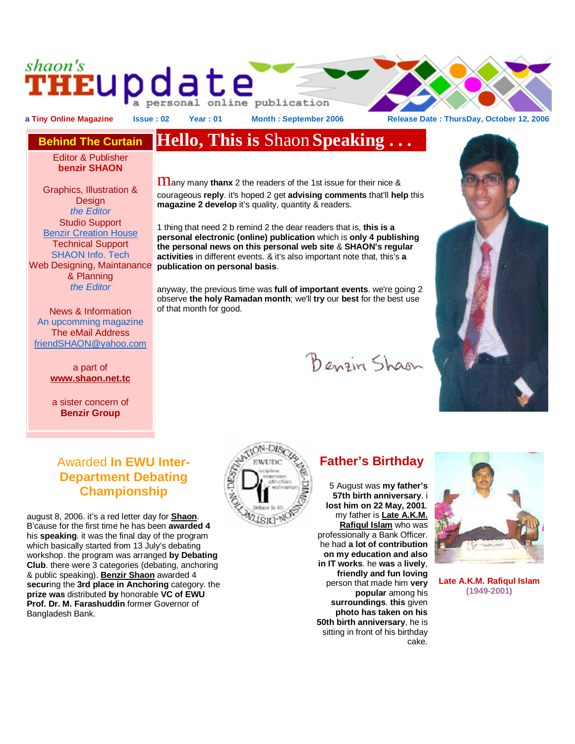# shaon's THEupdate

a personal online publication

a Tiny Online Magazine | Issue : 02 | Year : 01 | Month : September 2006 | Release Date : ThursDay, October 12, 2006

## Behind The Curtain

Editor & Publisher
**benzir SHAON**

Graphics, Illustration & Design
*the Editor*
Studio Support
Benzir Creation House
Technical Support
SHAON Info. Tech
Web Designing, Maintanance & Planning
*the Editor*

News & Information
An upcomming magazine
The eMail Address
friendSHAON@yahoo.com

a part of
**www.shaon.net.tc**

a sister concern of
**Benzir Group**

## Hello, This is Shaon Speaking . . .

many many **thanx** 2 the readers of the 1st issue for their nice & courageous **reply**. it's hoped 2 get **advising comments** that'll **help** this **magazine 2 develop** it's quality, quantity & readers.

1 thing that need 2 b remind 2 the dear readers that is, **this is a personal electronic (online) publication** which is **only 4 publishing the personal news on this personal web site** & **SHAON's regular activities** in different events. & it's also important note that, this's **a publication on personal basis**.

anyway, the previous time was **full of important events**. we're going 2 observe **the holy Ramadan month**; we'll **try** our **best** for the best use of that month for good.

Benzir Shaon

## Awarded In EWU Inter-Department Debating Championship

august 8, 2006. it's a red letter day for **Shaon**. B'cause for the first time he has been **awarded 4** his **speaking**. it was the final day of the program which basically started from 13 July's debating workshop. the program was arranged **by Debating Club**. there were 3 categories (debating, anchoring & public speaking). **Benzir Shaon** awarded 4 **secur**ing the **3rd place in Anchoring** category. the **prize was** distributed **by** honorable **VC of EWU Prof. Dr. M. Farashuddin** former Governor of Bangladesh Bank.

## Father's Birthday

5 August was **my father's 57th birth anniversary**. i **lost him on 22 May, 2001**. my father is **Late A.K.M. Rafiqul Islam** who was professionally a Bank Officer. he had **a lot of contribution on my education and also in IT works**. he **was** a **lively**, **friendly and fun loving** person that made him **very popular** among his **surroundings**. **this** given **photo has taken on his 50th birth anniversary**, he is sitting in front of his birthday cake.

**Late A.K.M. Rafiqul Islam**
**(1949-2001)**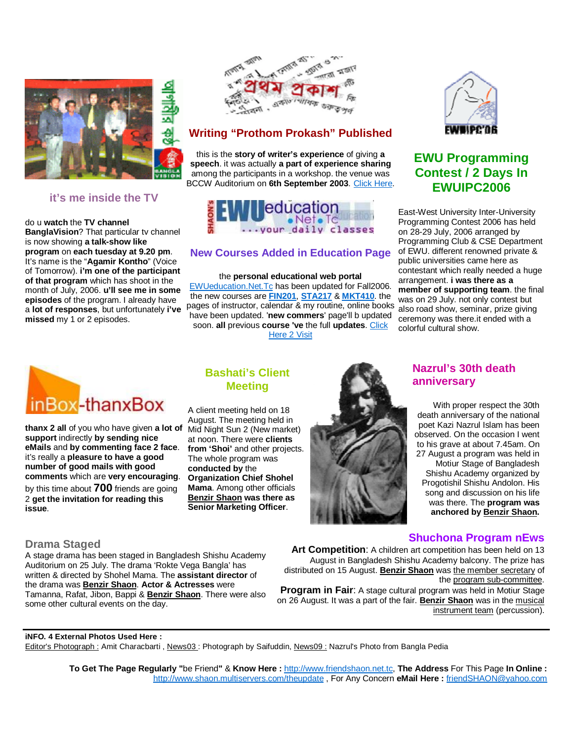## it's me inside the TV

do u **watch** the **TV channel BanglaVision**? That particular tv channel is now showing **a talk-show like program** on **each tuesday at 9.20 pm**. It's name is the "**Agamir Kontho**" (Voice of Tomorrow). **i'm one of the participant of that program** which has shoot in the month of July, 2006. **u'll see me in some episodes** of the program. I already have a **lot of responses**, but unfortunately **i've missed** my 1 or 2 episodes.

## Writing "Prothom Prokash" Published

this is the **story of writer's experience** of giving **a speech**. it was actually **a part of experience sharing** among the participants in a workshop. the venue was BCCW Auditorium on **6th September 2003**. Click Here.

## New Courses Added in Education Page

the **personal educational web portal** EWUeducation.Net.Tc has been updated for Fall2006. the new courses are **FIN201**, **STA217** & **MKT410**. the pages of instructor, calendar & my routine, online books have been updated. '**new commers**' page'll b updated soon. **all** previous **course 've** the full **updates**. Click Here 2 Visit

## EWU Programming Contest / 2 Days In EWUIPC2006

East-West University Inter-University Programming Contest 2006 has held on 28-29 July, 2006 arranged by Programming Club & CSE Department of EWU. different renowned private & public universities came here as contestant which really needed a huge arrangement. **i was there as a member of supporting team**. the final was on 29 July. not only contest but also road show, seminar, prize giving ceremony was there.it ended with a colorful cultural show.

## inBox-thanxBox

**thanx 2 all** of you who have given **a lot of support** indirectly **by sending nice eMails** and **by commenting face 2 face**. it's really a **pleasure to have a good number of good mails with good comments** which are **very encouraging**. by this time about **700** friends are going 2 **get the invitation for reading this issue**.

## Bashati's Client Meeting

A client meeting held on 18 August. The meeting held in Mid Night Sun 2 (New market) at noon. There were **clients from 'Shoi'** and other projects. The whole program was **conducted by** the **Organization Chief Shohel Mama**. Among other officials **Benzir Shaon was there as Senior Marketing Officer**.

## Nazrul's 30th death anniversary

With proper respect the 30th death anniversary of the national poet Kazi Nazrul Islam has been observed. On the occasion I went to his grave at about 7.45am. On 27 August a program was held in Motiur Stage of Bangladesh Shishu Academy organized by Progotishil Shishu Andolon. His song and discussion on his life was there. The **program was anchored by Benzir Shaon.**

## Drama Staged

A stage drama has been staged in Bangladesh Shishu Academy Auditorium on 25 July. The drama 'Rokte Vega Bangla' has written & directed by Shohel Mama. The **assistant director** of the drama was **Benzir Shaon**. **Actor & Actresses** were Tamanna, Rafat, Jibon, Bappi & **Benzir Shaon**. There were also some other cultural events on the day.

## Shuchona Program nEws

**Art Competition**: A children art competition has been held on 13 August in Bangladesh Shishu Academy balcony. The prize has distributed on 15 August. **Benzir Shaon** was the member secretary of the program sub-committee.

**Program in Fair**: A stage cultural program was held in Motiur Stage on 26 August. It was a part of the fair. **Benzir Shaon** was in the musical instrument team (percussion).

---

**iNFO. 4 External Photos Used Here :**
Editor's Photograph : Amit Characbarti , News03 : Photograph by Saifuddin, News09 : Nazrul's Photo from Bangla Pedia

**To Get The Page Regularly "**be Friend**"** & **Know Here :** http://www.friendshaon.net.tc, **The Address** For This Page **In Online :** http://www.shaon.multiservers.com/theupdate , For Any Concern **eMail Here :** friendSHAON@yahoo.com